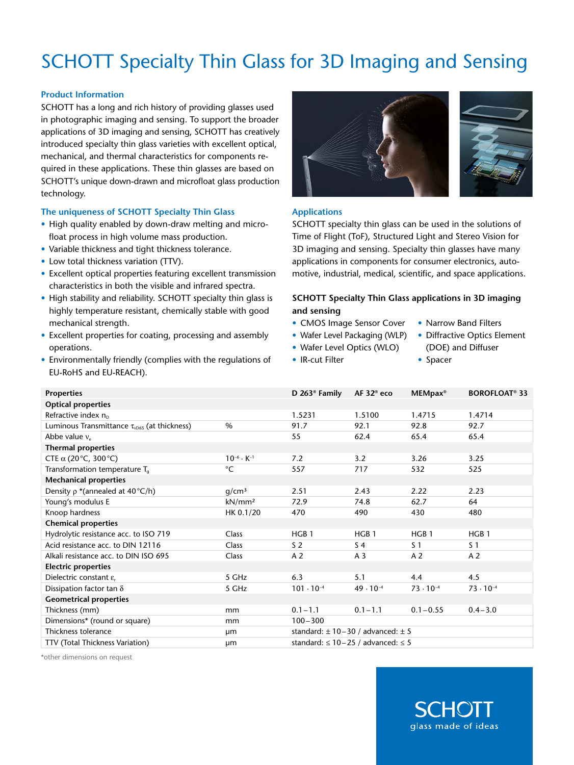# SCHOTT Specialty Thin Glass for 3D Imaging and Sensing

### Product Information

SCHOTT has a long and rich history of providing glasses used in photographic imaging and sensing. To support the broader applications of 3D imaging and sensing, SCHOTT has creatively introduced specialty thin glass varieties with excellent optical, mechanical, and thermal characteristics for components required in these applications. These thin glasses are based on SCHOTT's unique down-drawn and microfloat glass production technology.

### The uniqueness of SCHOTT Specialty Thin Glass

- High quality enabled by down-draw melting and microfloat process in high volume mass production.
- Variable thickness and tight thickness tolerance.
- Low total thickness variation (TTV).
- Excellent optical properties featuring excellent transmission characteristics in both the visible and infrared spectra.
- High stability and reliability. SCHOTT specialty thin glass is highly temperature resistant, chemically stable with good mechanical strength.
- Excellent properties for coating, processing and assembly operations.
- Environmentally friendly (complies with the regulations of EU-RoHS and EU-REACH).

### Applications

SCHOTT specialty thin glass can be used in the solutions of Time of Flight (ToF), Structured Light and Stereo Vision for 3D imaging and sensing. Specialty thin glasses have many applications in components for consumer electronics, automotive, industrial, medical, scientific, and space applications.

### SCHOTT Specialty Thin Glass applications in 3D imaging and sensing

- CMOS Image Sensor Cover
- Wafer Level Packaging (WLP)
- Wafer Level Optics (WLO)
- IR-cut Filter
- Narrow Band Filters
- Diffractive Optics Element (DOE) and Diffuser
- Spacer

| Properties | | D 263® Family | AF 32® eco | MEMpax® | BOROFLOAT® 33 |
|---|---|---|---|---|---|
| **Optical properties** | | | | | |
| Refractive index $n_D$ | | 1.5231 | 1.5100 | 1.4715 | 1.4714 |
| Luminous Transmittance $\tau_{vD65}$ (at thickness) | % | 91.7 | 92.1 | 92.8 | 92.7 |
| Abbe value $\nu_e$ | | 55 | 62.4 | 65.4 | 65.4 |
| **Thermal properties** | | | | | |
| CTE $\alpha$ (20 °C, 300 °C) | $10^{-6} \cdot K^{-1}$ | 7.2 | 3.2 | 3.26 | 3.25 |
| Transformation temperature $T_g$ | °C | 557 | 717 | 532 | 525 |
| **Mechanical properties** | | | | | |
| Density $\rho$ *(annealed at 40 °C/h) | g/cm³ | 2.51 | 2.43 | 2.22 | 2.23 |
| Young's modulus E | kN/mm² | 72.9 | 74.8 | 62.7 | 64 |
| Knoop hardness | HK 0.1/20 | 470 | 490 | 430 | 480 |
| **Chemical properties** | | | | | |
| Hydrolytic resistance acc. to ISO 719 | Class | HGB 1 | HGB 1 | HGB 1 | HGB 1 |
| Acid resistance acc. to DIN 12116 | Class | S 2 | S 4 | S 1 | S 1 |
| Alkali resistance acc. to DIN ISO 695 | Class | A 2 | A 3 | A 2 | A 2 |
| **Electric properties** | | | | | |
| Dielectric constant $\varepsilon_r$ | 5 GHz | 6.3 | 5.1 | 4.4 | 4.5 |
| Dissipation factor tan $\delta$ | 5 GHz | $101 \cdot 10^{-4}$ | $49 \cdot 10^{-4}$ | $73 \cdot 10^{-4}$ | $73 \cdot 10^{-4}$ |
| **Geometrical properties** | | | | | |
| Thickness (mm) | mm | 0.1 – 1.1 | 0.1 – 1.1 | 0.1 – 0.55 | 0.4 – 3.0 |
| Dimensions* (round or square) | mm | 100 – 300 | | | |
| Thickness tolerance | µm | standard: ± 10 – 30 / advanced: ± 5 | | | |
| TTV (Total Thickness Variation) | µm | standard: ≤ 10 – 25 / advanced: ≤ 5 | | | |

*other dimensions on request

SCHOTT
glass made of ideas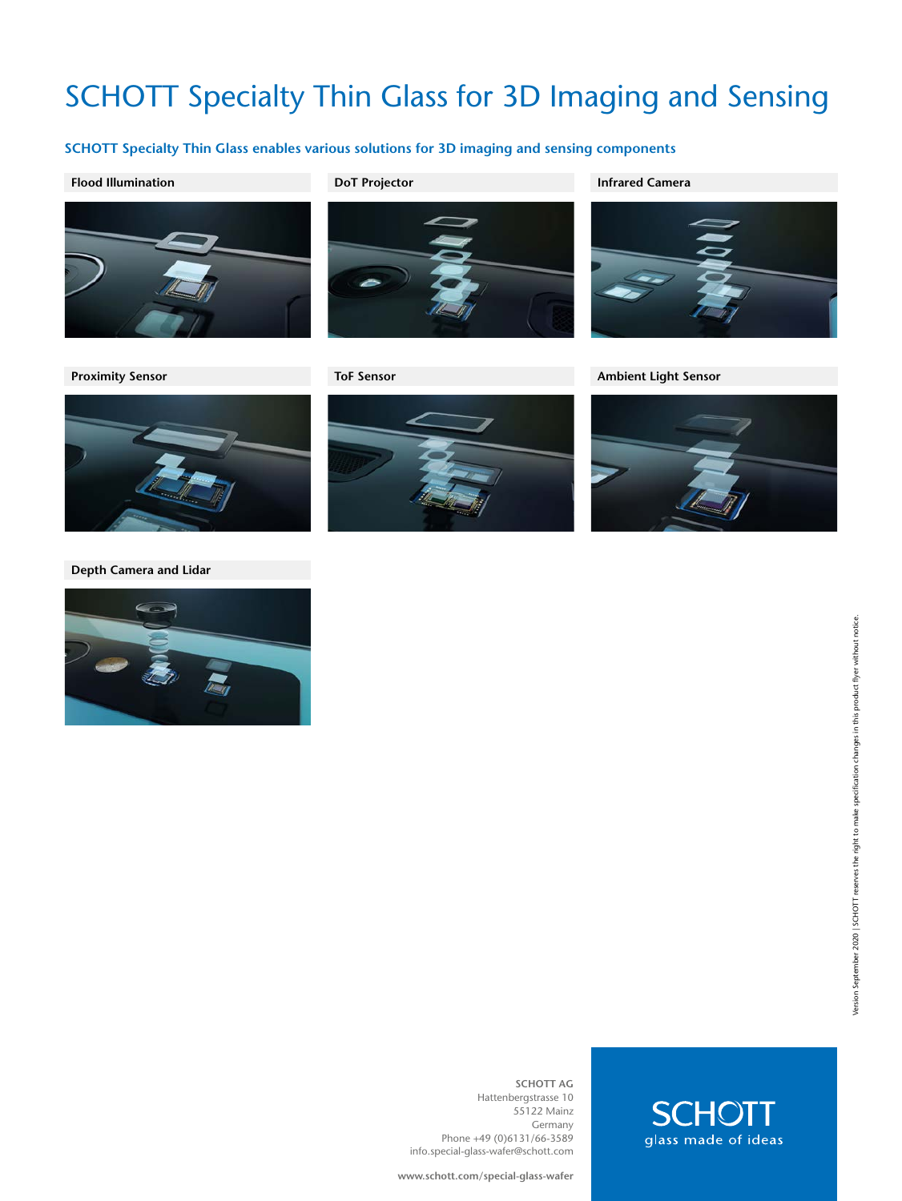# SCHOTT Specialty Thin Glass for 3D Imaging and Sensing

## SCHOTT Specialty Thin Glass enables various solutions for 3D imaging and sensing components

**Flood Illumination**

**DoT Projector**

**Infrared Camera**

**Proximity Sensor**

**ToF Sensor**

**Ambient Light Sensor**

**Depth Camera and Lidar**

Version September 2020 | SCHOTT reserves the right to make specification changes in this product flyer without notice.

**SCHOTT AG**
Hattenbergstrasse 10
55122 Mainz
Germany
Phone +49 (0)6131/66-3589
info.special-glass-wafer@schott.com

**www.schott.com/special-glass-wafer**

SCHOTT
glass made of ideas